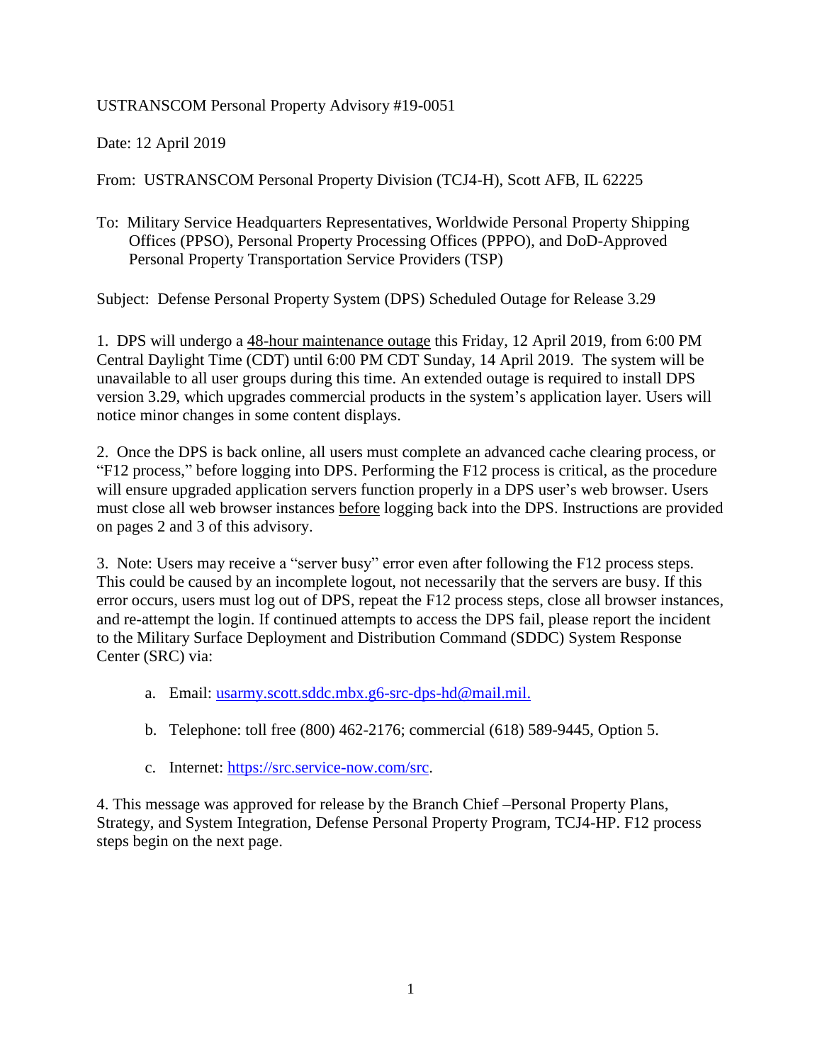USTRANSCOM Personal Property Advisory #19-0051

Date: 12 April 2019

From: USTRANSCOM Personal Property Division (TCJ4-H), Scott AFB, IL 62225

To: Military Service Headquarters Representatives, Worldwide Personal Property Shipping Offices (PPSO), Personal Property Processing Offices (PPPO), and DoD-Approved Personal Property Transportation Service Providers (TSP)

Subject: Defense Personal Property System (DPS) Scheduled Outage for Release 3.29

1. DPS will undergo a 48-hour maintenance outage this Friday, 12 April 2019, from 6:00 PM Central Daylight Time (CDT) until 6:00 PM CDT Sunday, 14 April 2019. The system will be unavailable to all user groups during this time. An extended outage is required to install DPS version 3.29, which upgrades commercial products in the system's application layer. Users will notice minor changes in some content displays.

2. Once the DPS is back online, all users must complete an advanced cache clearing process, or "F12 process," before logging into DPS. Performing the F12 process is critical, as the procedure will ensure upgraded application servers function properly in a DPS user's web browser. Users must close all web browser instances before logging back into the DPS. Instructions are provided on pages 2 and 3 of this advisory.

3. Note: Users may receive a "server busy" error even after following the F12 process steps. This could be caused by an incomplete logout, not necessarily that the servers are busy. If this error occurs, users must log out of DPS, repeat the F12 process steps, close all browser instances, and re-attempt the login. If continued attempts to access the DPS fail, please report the incident to the Military Surface Deployment and Distribution Command (SDDC) System Response Center (SRC) via:

   a. Email: usarmy.scott.sddc.mbx.g6-src-dps-hd@mail.mil.

   b. Telephone: toll free (800) 462-2176; commercial (618) 589-9445, Option 5.

   c. Internet: https://src.service-now.com/src.

4. This message was approved for release by the Branch Chief –Personal Property Plans, Strategy, and System Integration, Defense Personal Property Program, TCJ4-HP. F12 process steps begin on the next page.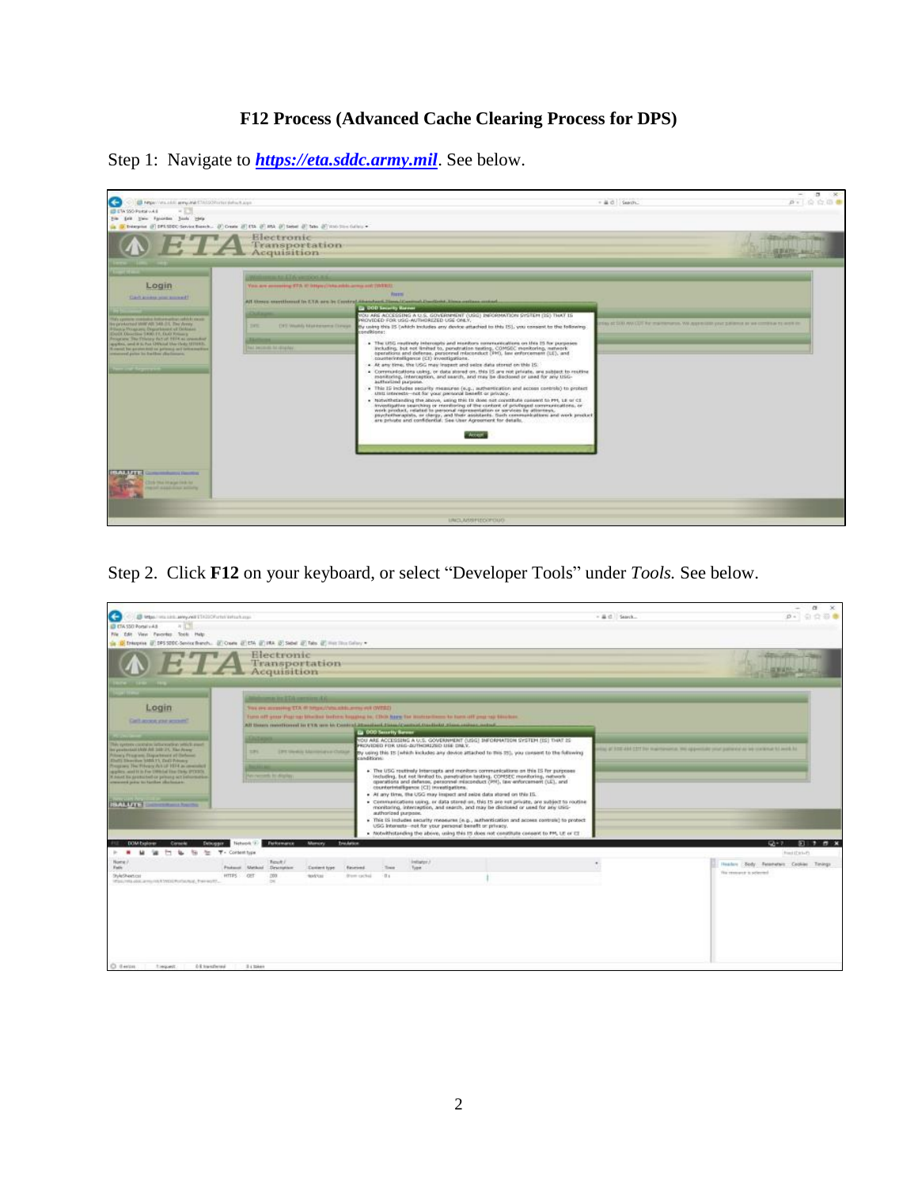# F12 Process (Advanced Cache Clearing Process for DPS)

Step 1: Navigate to ***https://eta.sddc.army.mil***. See below.

Step 2. Click **F12** on your keyboard, or select "Developer Tools" under *Tools.* See below.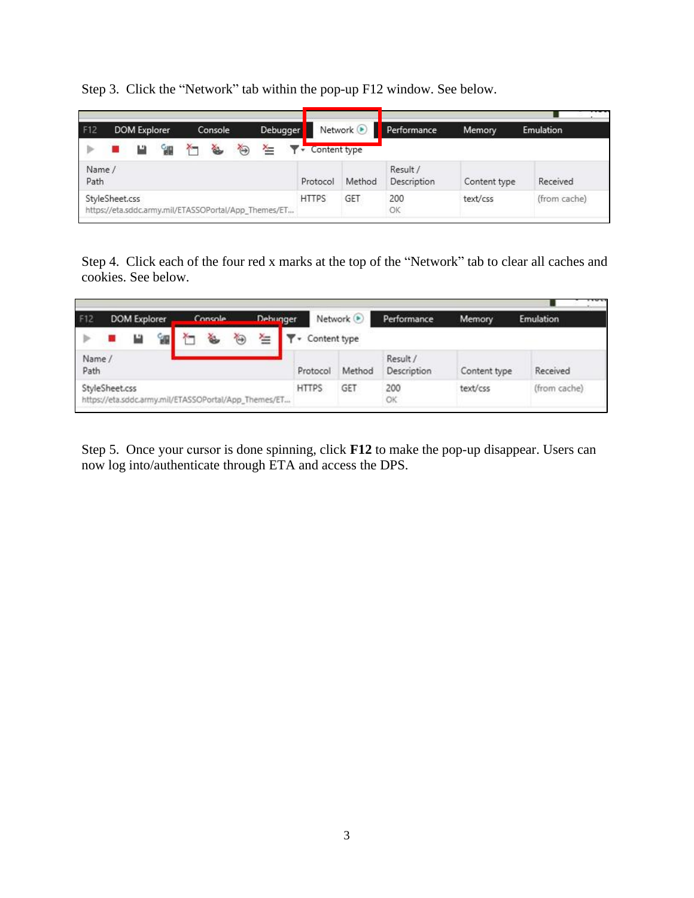Step 3. Click the “Network” tab within the pop-up F12 window. See below.

F12 DOM Explorer Console Debugger Network Performance Memory Emulation

Content type

| Name / Path | Protocol | Method | Result / Description | Content type | Received |
|---|---|---|---|---|---|
| StyleSheet.css https://eta.sddc.army.mil/ETASSOPortal/App_Themes/ET... | HTTPS | GET | 200 OK | text/css | (from cache) |

Step 4. Click each of the four red x marks at the top of the “Network” tab to clear all caches and cookies. See below.

F12 DOM Explorer Console Debugger Network Performance Memory Emulation

Content type

| Name / Path | Protocol | Method | Result / Description | Content type | Received |
|---|---|---|---|---|---|
| StyleSheet.css https://eta.sddc.army.mil/ETASSOPortal/App_Themes/ET... | HTTPS | GET | 200 OK | text/css | (from cache) |

Step 5. Once your cursor is done spinning, click **F12** to make the pop-up disappear. Users can now log into/authenticate through ETA and access the DPS.